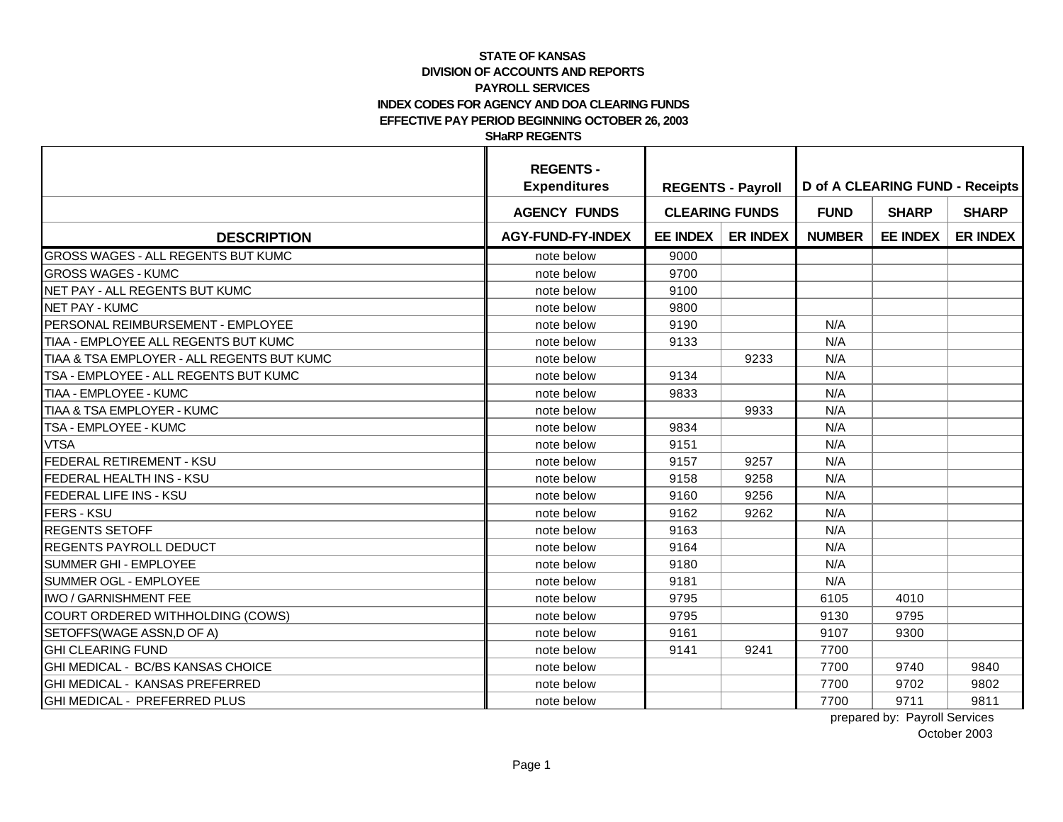**STATE OF KANSAS**
**DIVISION OF ACCOUNTS AND REPORTS**
**PAYROLL SERVICES**
**INDEX CODES FOR AGENCY AND DOA CLEARING FUNDS**
**EFFECTIVE PAY PERIOD BEGINNING OCTOBER 26, 2003**
**SHaRP REGENTS**

| | REGENTS - Expenditures | REGENTS - Payroll | | D of A CLEARING FUND - Receipts | | |
|---|---|---|---|---|---|---|
| | AGENCY FUNDS | CLEARING FUNDS | | FUND | SHARP | SHARP |
| DESCRIPTION | AGY-FUND-FY-INDEX | EE INDEX | ER INDEX | NUMBER | EE INDEX | ER INDEX |
| GROSS WAGES - ALL REGENTS BUT KUMC | note below | 9000 | | | | |
| GROSS WAGES - KUMC | note below | 9700 | | | | |
| NET PAY - ALL REGENTS BUT KUMC | note below | 9100 | | | | |
| NET PAY - KUMC | note below | 9800 | | | | |
| PERSONAL REIMBURSEMENT - EMPLOYEE | note below | 9190 | | N/A | | |
| TIAA - EMPLOYEE ALL REGENTS BUT KUMC | note below | 9133 | | N/A | | |
| TIAA & TSA EMPLOYER - ALL REGENTS BUT KUMC | note below | | 9233 | N/A | | |
| TSA - EMPLOYEE - ALL REGENTS BUT KUMC | note below | 9134 | | N/A | | |
| TIAA - EMPLOYEE - KUMC | note below | 9833 | | N/A | | |
| TIAA & TSA EMPLOYER - KUMC | note below | | 9933 | N/A | | |
| TSA - EMPLOYEE - KUMC | note below | 9834 | | N/A | | |
| VTSA | note below | 9151 | | N/A | | |
| FEDERAL RETIREMENT - KSU | note below | 9157 | 9257 | N/A | | |
| FEDERAL HEALTH INS - KSU | note below | 9158 | 9258 | N/A | | |
| FEDERAL LIFE INS - KSU | note below | 9160 | 9256 | N/A | | |
| FERS - KSU | note below | 9162 | 9262 | N/A | | |
| REGENTS SETOFF | note below | 9163 | | N/A | | |
| REGENTS PAYROLL DEDUCT | note below | 9164 | | N/A | | |
| SUMMER GHI - EMPLOYEE | note below | 9180 | | N/A | | |
| SUMMER OGL - EMPLOYEE | note below | 9181 | | N/A | | |
| IWO / GARNISHMENT FEE | note below | 9795 | | 6105 | 4010 | |
| COURT ORDERED WITHHOLDING (COWS) | note below | 9795 | | 9130 | 9795 | |
| SETOFFS(WAGE ASSN,D OF A) | note below | 9161 | | 9107 | 9300 | |
| GHI CLEARING FUND | note below | 9141 | 9241 | 7700 | | |
| GHI MEDICAL - BC/BS KANSAS CHOICE | note below | | | 7700 | 9740 | 9840 |
| GHI MEDICAL - KANSAS PREFERRED | note below | | | 7700 | 9702 | 9802 |
| GHI MEDICAL - PREFERRED PLUS | note below | | | 7700 | 9711 | 9811 |

prepared by: Payroll Services
October 2003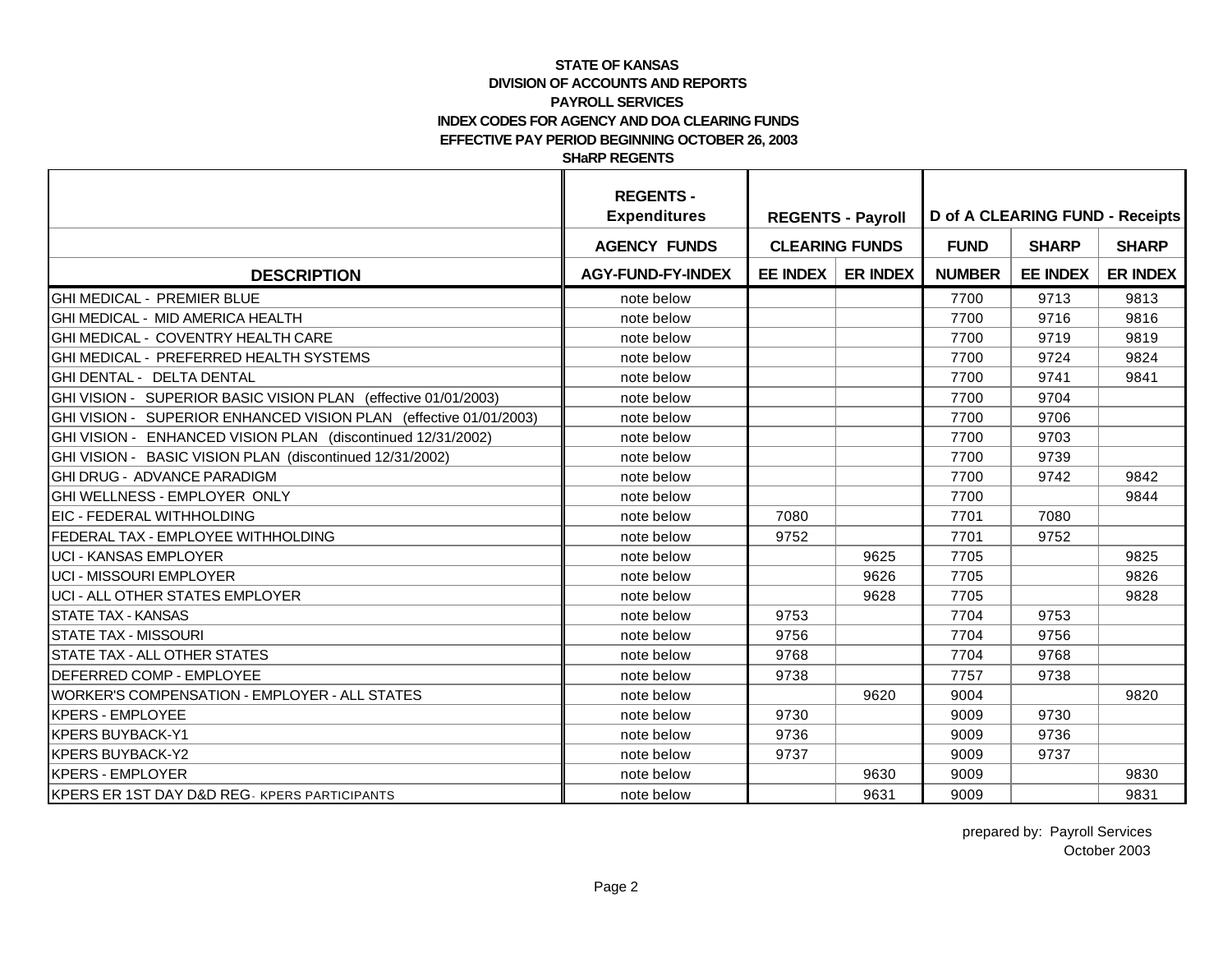**STATE OF KANSAS**
**DIVISION OF ACCOUNTS AND REPORTS**
**PAYROLL SERVICES**
**INDEX CODES FOR AGENCY AND DOA CLEARING FUNDS**
**EFFECTIVE PAY PERIOD BEGINNING OCTOBER 26, 2003**
**SHaRP REGENTS**

| | REGENTS - Expenditures | REGENTS - Payroll | | D of A CLEARING FUND - Receipts | | |
|---|---|---|---|---|---|---|
| | AGENCY FUNDS | CLEARING FUNDS | | FUND | SHARP | SHARP |
| DESCRIPTION | AGY-FUND-FY-INDEX | EE INDEX | ER INDEX | NUMBER | EE INDEX | ER INDEX |
| GHI MEDICAL - PREMIER BLUE | note below | | | 7700 | 9713 | 9813 |
| GHI MEDICAL - MID AMERICA HEALTH | note below | | | 7700 | 9716 | 9816 |
| GHI MEDICAL - COVENTRY HEALTH CARE | note below | | | 7700 | 9719 | 9819 |
| GHI MEDICAL - PREFERRED HEALTH SYSTEMS | note below | | | 7700 | 9724 | 9824 |
| GHI DENTAL - DELTA DENTAL | note below | | | 7700 | 9741 | 9841 |
| GHI VISION - SUPERIOR BASIC VISION PLAN (effective 01/01/2003) | note below | | | 7700 | 9704 | |
| GHI VISION - SUPERIOR ENHANCED VISION PLAN (effective 01/01/2003) | note below | | | 7700 | 9706 | |
| GHI VISION - ENHANCED VISION PLAN (discontinued 12/31/2002) | note below | | | 7700 | 9703 | |
| GHI VISION - BASIC VISION PLAN (discontinued 12/31/2002) | note below | | | 7700 | 9739 | |
| GHI DRUG - ADVANCE PARADIGM | note below | | | 7700 | 9742 | 9842 |
| GHI WELLNESS - EMPLOYER ONLY | note below | | | 7700 | | 9844 |
| EIC - FEDERAL WITHHOLDING | note below | 7080 | | 7701 | 7080 | |
| FEDERAL TAX - EMPLOYEE WITHHOLDING | note below | 9752 | | 7701 | 9752 | |
| UCI - KANSAS EMPLOYER | note below | | 9625 | 7705 | | 9825 |
| UCI - MISSOURI EMPLOYER | note below | | 9626 | 7705 | | 9826 |
| UCI - ALL OTHER STATES EMPLOYER | note below | | 9628 | 7705 | | 9828 |
| STATE TAX - KANSAS | note below | 9753 | | 7704 | 9753 | |
| STATE TAX - MISSOURI | note below | 9756 | | 7704 | 9756 | |
| STATE TAX - ALL OTHER STATES | note below | 9768 | | 7704 | 9768 | |
| DEFERRED COMP - EMPLOYEE | note below | 9738 | | 7757 | 9738 | |
| WORKER'S COMPENSATION - EMPLOYER - ALL STATES | note below | | 9620 | 9004 | | 9820 |
| KPERS - EMPLOYEE | note below | 9730 | | 9009 | 9730 | |
| KPERS BUYBACK-Y1 | note below | 9736 | | 9009 | 9736 | |
| KPERS BUYBACK-Y2 | note below | 9737 | | 9009 | 9737 | |
| KPERS - EMPLOYER | note below | | 9630 | 9009 | | 9830 |
| KPERS ER 1ST DAY D&D REG- KPERS PARTICIPANTS | note below | | 9631 | 9009 | | 9831 |

prepared by: Payroll Services
October 2003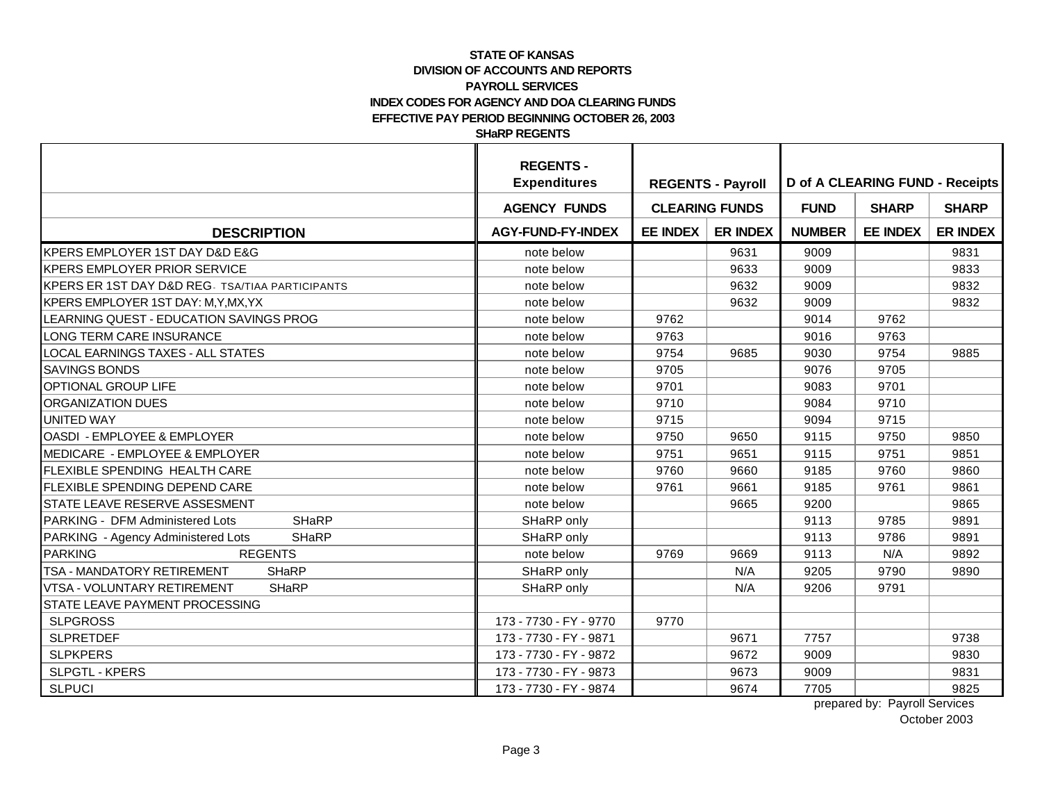**STATE OF KANSAS**
**DIVISION OF ACCOUNTS AND REPORTS**
**PAYROLL SERVICES**
**INDEX CODES FOR AGENCY AND DOA CLEARING FUNDS**
**EFFECTIVE PAY PERIOD BEGINNING OCTOBER 26, 2003**
**SHaRP REGENTS**

| | REGENTS - Expenditures | REGENTS - Payroll | | D of A CLEARING FUND - Receipts | | |
|---|---|---|---|---|---|---|
| | AGENCY FUNDS | CLEARING FUNDS | | FUND | SHARP | SHARP |
| DESCRIPTION | AGY-FUND-FY-INDEX | EE INDEX | ER INDEX | NUMBER | EE INDEX | ER INDEX |
| KPERS EMPLOYER 1ST DAY D&D E&G | note below | | 9631 | 9009 | | 9831 |
| KPERS EMPLOYER PRIOR SERVICE | note below | | 9633 | 9009 | | 9833 |
| KPERS ER 1ST DAY D&D REG- TSA/TIAA PARTICIPANTS | note below | | 9632 | 9009 | | 9832 |
| KPERS EMPLOYER 1ST DAY: M,Y,MX,YX | note below | | 9632 | 9009 | | 9832 |
| LEARNING QUEST - EDUCATION SAVINGS PROG | note below | 9762 | | 9014 | 9762 | |
| LONG TERM CARE INSURANCE | note below | 9763 | | 9016 | 9763 | |
| LOCAL EARNINGS TAXES - ALL STATES | note below | 9754 | 9685 | 9030 | 9754 | 9885 |
| SAVINGS BONDS | note below | 9705 | | 9076 | 9705 | |
| OPTIONAL GROUP LIFE | note below | 9701 | | 9083 | 9701 | |
| ORGANIZATION DUES | note below | 9710 | | 9084 | 9710 | |
| UNITED WAY | note below | 9715 | | 9094 | 9715 | |
| OASDI - EMPLOYEE & EMPLOYER | note below | 9750 | 9650 | 9115 | 9750 | 9850 |
| MEDICARE - EMPLOYEE & EMPLOYER | note below | 9751 | 9651 | 9115 | 9751 | 9851 |
| FLEXIBLE SPENDING HEALTH CARE | note below | 9760 | 9660 | 9185 | 9760 | 9860 |
| FLEXIBLE SPENDING DEPEND CARE | note below | 9761 | 9661 | 9185 | 9761 | 9861 |
| STATE LEAVE RESERVE ASSESMENT | note below | | 9665 | 9200 | | 9865 |
| PARKING - DFM Administered Lots SHaRP | SHaRP only | | | 9113 | 9785 | 9891 |
| PARKING - Agency Administered Lots SHaRP | SHaRP only | | | 9113 | 9786 | 9891 |
| PARKING REGENTS | note below | 9769 | 9669 | 9113 | N/A | 9892 |
| TSA - MANDATORY RETIREMENT SHaRP | SHaRP only | | N/A | 9205 | 9790 | 9890 |
| VTSA - VOLUNTARY RETIREMENT SHaRP | SHaRP only | | N/A | 9206 | 9791 | |
| STATE LEAVE PAYMENT PROCESSING | | | | | | |
| SLPGROSS | 173 - 7730 - FY - 9770 | 9770 | | | | |
| SLPRETDEF | 173 - 7730 - FY - 9871 | | 9671 | 7757 | | 9738 |
| SLPKPERS | 173 - 7730 - FY - 9872 | | 9672 | 9009 | | 9830 |
| SLPGTL - KPERS | 173 - 7730 - FY - 9873 | | 9673 | 9009 | | 9831 |
| SLPUCI | 173 - 7730 - FY - 9874 | | 9674 | 7705 | | 9825 |

prepared by: Payroll Services
October 2003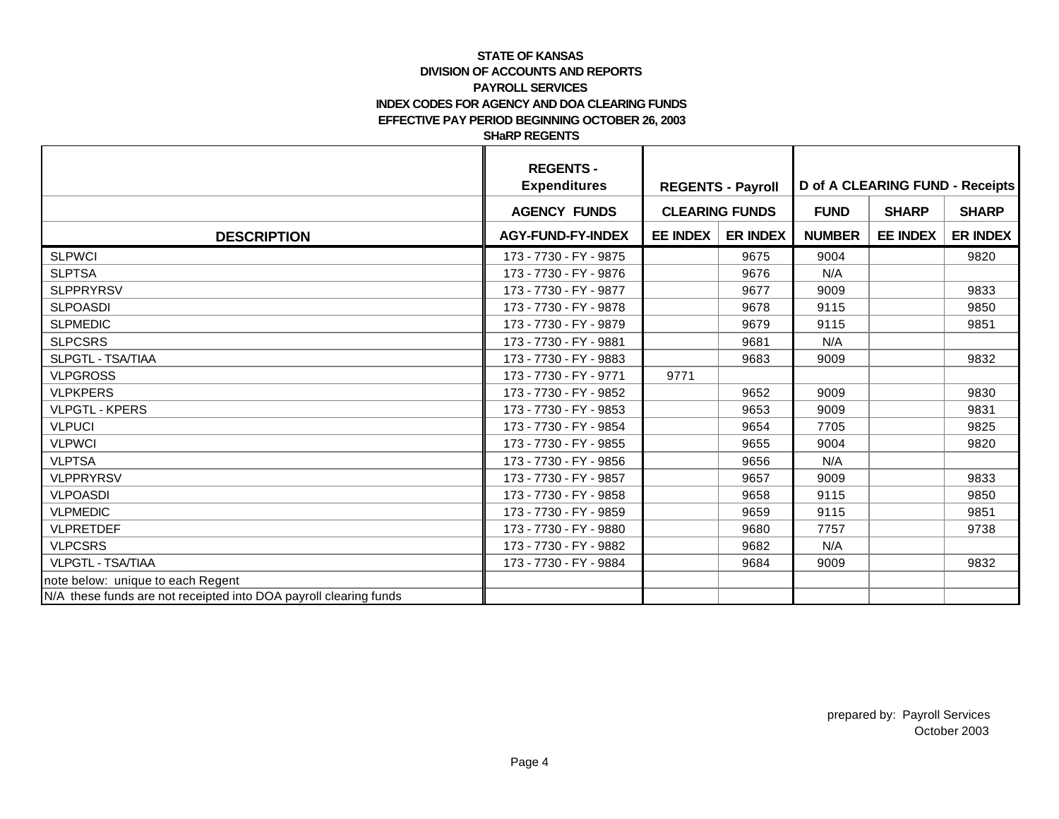**STATE OF KANSAS**
**DIVISION OF ACCOUNTS AND REPORTS**
**PAYROLL SERVICES**
**INDEX CODES FOR AGENCY AND DOA CLEARING FUNDS**
**EFFECTIVE PAY PERIOD BEGINNING OCTOBER 26, 2003**
**SHaRP REGENTS**

| | REGENTS - Expenditures | REGENTS - Payroll | | D of A CLEARING FUND - Receipts | | |
|---|---|---|---|---|---|---|
| | AGENCY FUNDS | CLEARING FUNDS | | FUND | SHARP | SHARP |
| **DESCRIPTION** | AGY-FUND-FY-INDEX | EE INDEX | ER INDEX | NUMBER | EE INDEX | ER INDEX |
| SLPWCI | 173 - 7730 - FY - 9875 | | 9675 | 9004 | | 9820 |
| SLPTSA | 173 - 7730 - FY - 9876 | | 9676 | N/A | | |
| SLPPRYRSV | 173 - 7730 - FY - 9877 | | 9677 | 9009 | | 9833 |
| SLPOASDI | 173 - 7730 - FY - 9878 | | 9678 | 9115 | | 9850 |
| SLPMEDIC | 173 - 7730 - FY - 9879 | | 9679 | 9115 | | 9851 |
| SLPCSRS | 173 - 7730 - FY - 9881 | | 9681 | N/A | | |
| SLPGTL - TSA/TIAA | 173 - 7730 - FY - 9883 | | 9683 | 9009 | | 9832 |
| VLPGROSS | 173 - 7730 - FY - 9771 | 9771 | | | | |
| VLPKPERS | 173 - 7730 - FY - 9852 | | 9652 | 9009 | | 9830 |
| VLPGTL - KPERS | 173 - 7730 - FY - 9853 | | 9653 | 9009 | | 9831 |
| VLPUCI | 173 - 7730 - FY - 9854 | | 9654 | 7705 | | 9825 |
| VLPWCI | 173 - 7730 - FY - 9855 | | 9655 | 9004 | | 9820 |
| VLPTSA | 173 - 7730 - FY - 9856 | | 9656 | N/A | | |
| VLPPRYRSV | 173 - 7730 - FY - 9857 | | 9657 | 9009 | | 9833 |
| VLPOASDI | 173 - 7730 - FY - 9858 | | 9658 | 9115 | | 9850 |
| VLPMEDIC | 173 - 7730 - FY - 9859 | | 9659 | 9115 | | 9851 |
| VLPRETDEF | 173 - 7730 - FY - 9880 | | 9680 | 7757 | | 9738 |
| VLPCSRS | 173 - 7730 - FY - 9882 | | 9682 | N/A | | |
| VLPGTL - TSA/TIAA | 173 - 7730 - FY - 9884 | | 9684 | 9009 | | 9832 |
| note below: unique to each Regent | | | | | | |
| N/A these funds are not receipted into DOA payroll clearing funds | | | | | | |

prepared by: Payroll Services
October 2003